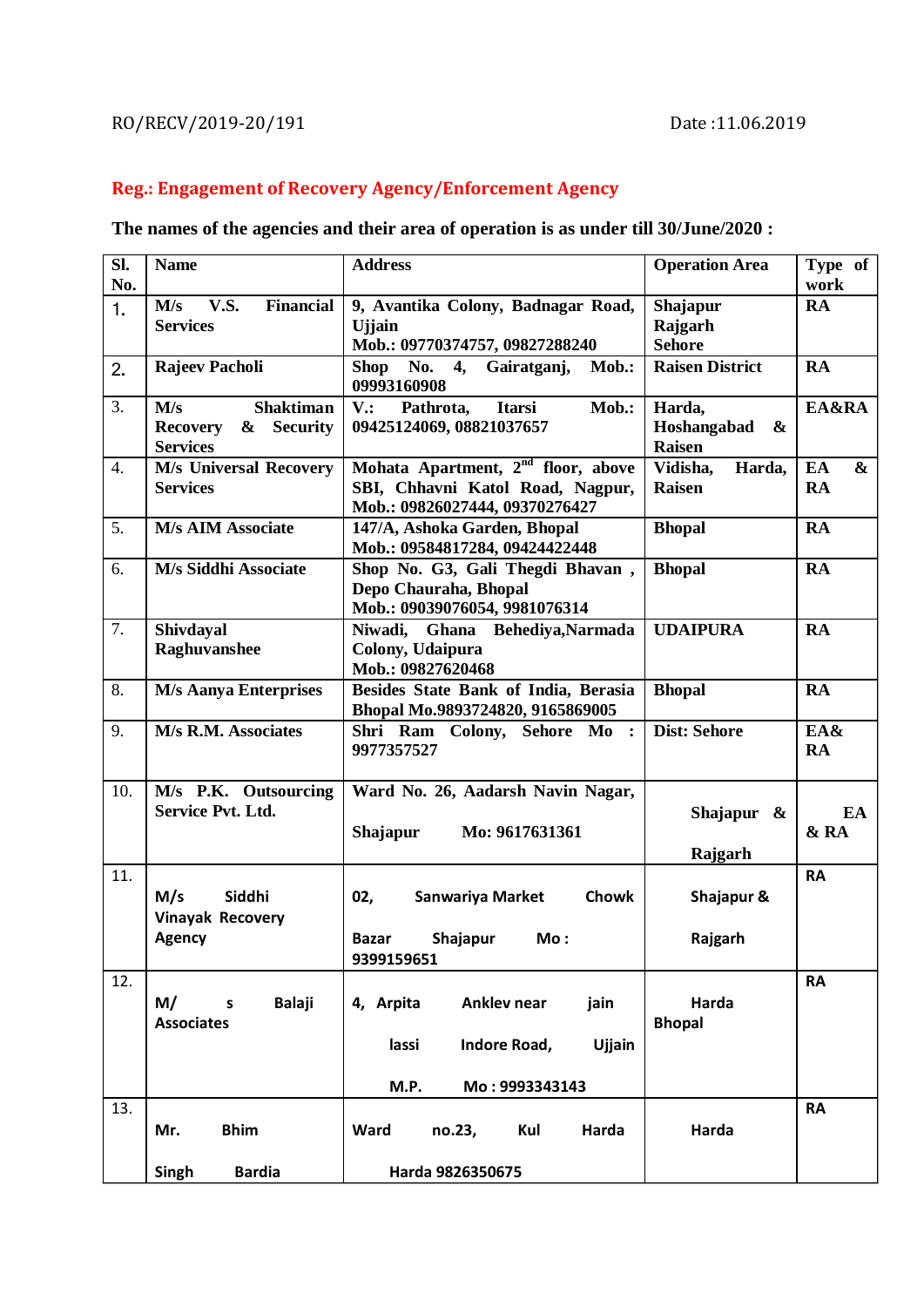RO/RECV/2019-20/191 Date :11.06.2019

**Reg.: Engagement of Recovery Agency/Enforcement Agency**

**The names of the agencies and their area of operation is as under till 30/June/2020 :**

| Sl. No. | Name | Address | Operation Area | Type of work |
|---|---|---|---|---|
| 1. | M/s V.S. Financial Services | 9, Avantika Colony, Badnagar Road, Ujjain Mob.: 09770374757, 09827288240 | Shajapur Rajgarh Sehore | RA |
| 2. | Rajeev Pacholi | Shop No. 4, Gairatganj, Mob.: 09993160908 | Raisen District | RA |
| 3. | M/s Shaktiman Recovery & Security Services | V.: Pathrota, Itarsi Mob.: 09425124069, 08821037657 | Harda, Hoshangabad & Raisen | EA&RA |
| 4. | M/s Universal Recovery Services | Mohata Apartment, 2nd floor, above SBI, Chhavni Katol Road, Nagpur, Mob.: 09826027444, 09370276427 | Vidisha, Harda, Raisen | EA & RA |
| 5. | M/s AIM Associate | 147/A, Ashoka Garden, Bhopal Mob.: 09584817284, 09424422448 | Bhopal | RA |
| 6. | M/s Siddhi Associate | Shop No. G3, Gali Thegdi Bhavan , Depo Chauraha, Bhopal Mob.: 09039076054, 9981076314 | Bhopal | RA |
| 7. | Shivdayal Raghuvanshee | Niwadi, Ghana Behediya,Narmada Colony, Udaipura Mob.: 09827620468 | UDAIPURA | RA |
| 8. | M/s Aanya Enterprises | Besides State Bank of India, Berasia Bhopal Mo.9893724820, 9165869005 | Bhopal | RA |
| 9. | M/s R.M. Associates | Shri Ram Colony, Sehore Mo : 9977357527 | Dist: Sehore | EA& RA |
| 10. | M/s P.K. Outsourcing Service Pvt. Ltd. | Ward No. 26, Aadarsh Navin Nagar, Shajapur Mo: 9617631361 | Shajapur & Rajgarh | EA & RA |
| 11. | M/s Siddhi Vinayak Recovery Agency | 02, Sanwariya Market Chowk Bazar Shajapur Mo : 9399159651 | Shajapur & Rajgarh | RA |
| 12. | M/ s Balaji Associates | 4, Arpita Anklev near jain lassi Indore Road, Ujjain M.P. Mo : 9993343143 | Harda Bhopal | RA |
| 13. | Mr. Bhim Singh Bardia | Ward no.23, Kul Harda Harda 9826350675 | Harda | RA |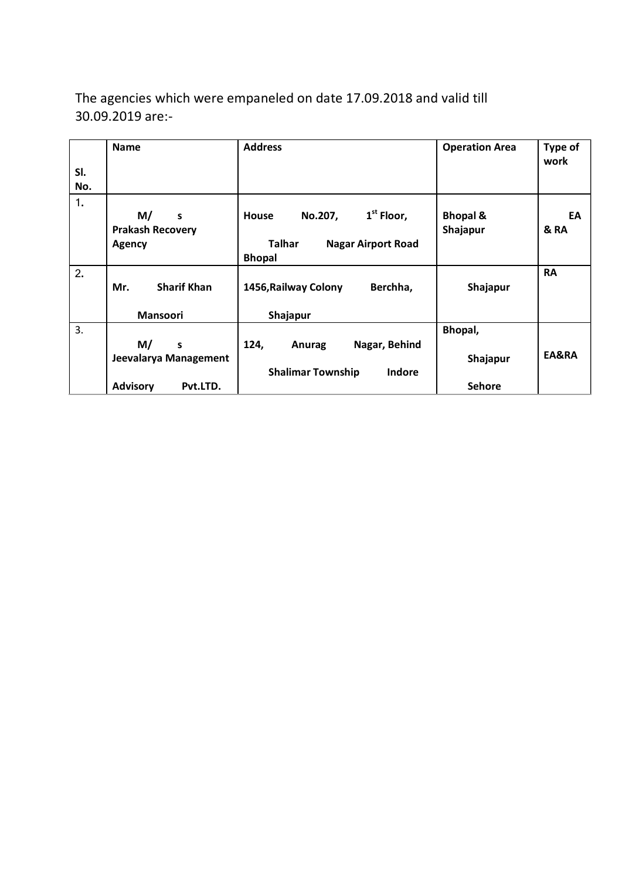The agencies which were empaneled on date 17.09.2018 and valid till 30.09.2019 are:-

| Sl. No. | Name | Address | Operation Area | Type of work |
| --- | --- | --- | --- | --- |
| 1. | **M/s Prakash Recovery Agency** | **House No.207, 1st Floor, Talhar Nagar Airport Road Bhopal** | **Bhopal & Shajapur** | **EA & RA** |
| 2. | **Mr. Sharif Khan Mansoori** | **1456,Railway Colony Berchha, Shajapur** | **Shajapur** | **RA** |
| 3. | **M/s Jeevalarya Management Advisory Pvt.LTD.** | **124, Anurag Nagar, Behind Shalimar Township Indore** | **Bhopal, Shajapur Sehore** | **EA&RA** |